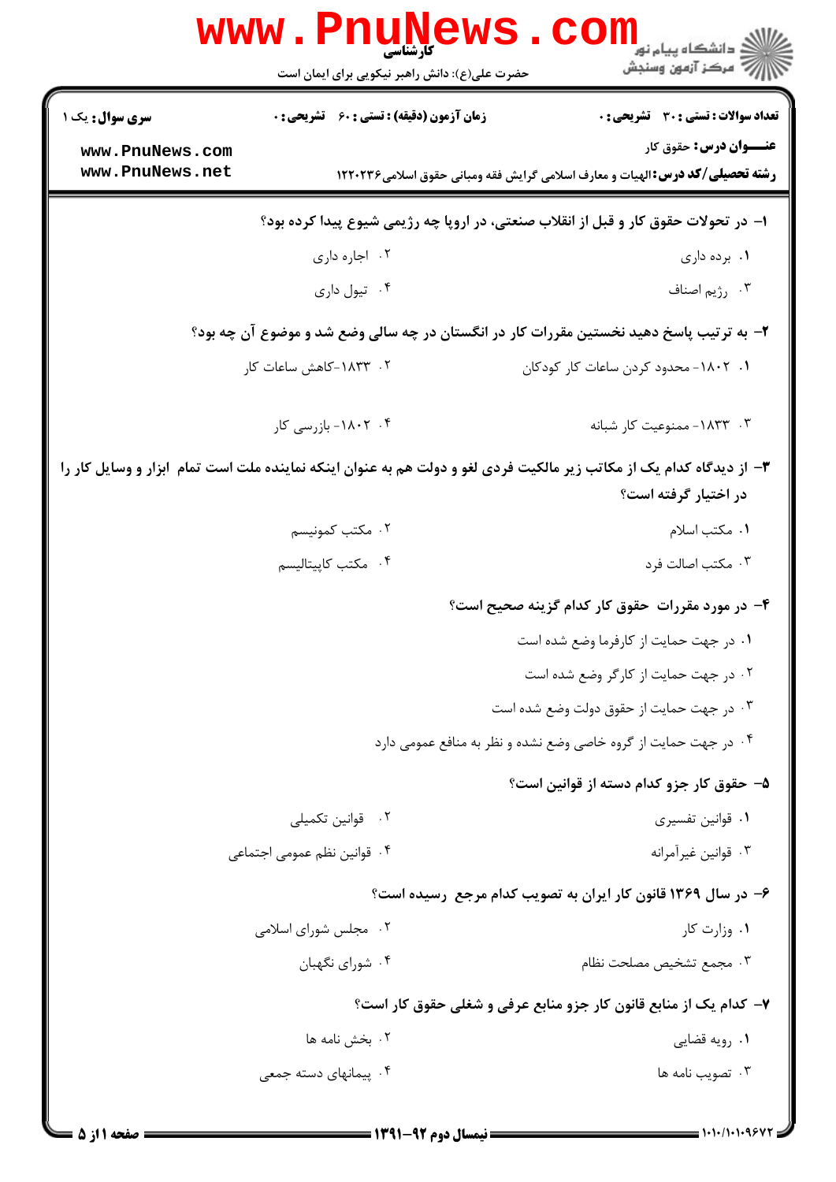**تعداد سوالات : تستی : ۳۰ تشریحی : ۰** | **زمان آزمون (دقیقه) : تستی : ۶۰ تشریحی : ۰** | **سری سوال :** یک ۱

**عنـــوان درس:** حقوق کار

**رشته تحصیلی/کد درس:** الهیات و معارف اسلامی گرایش فقه ومبانی حقوق اسلامی۱۲۲۰۲۳۶

**۱-** در تحولات حقوق کار و قبل از انقلاب صنعتی، در اروپا چه رژیمی شیوع پیدا کرده بود؟

۱. برده داری
۲. اجاره داری
۳. رژیم اصناف
۴. تیول داری

**۲-** به ترتیب پاسخ دهید نخستین مقررات کار در انگستان در چه سالی وضع شد و موضوع آن چه بود؟

۱. ۱۸۰۲- محدود کردن ساعات کار کودکان
۲. ۱۸۳۳-کاهش ساعات کار
۳. ۱۸۳۳- ممنوعیت کار شبانه
۴. ۱۸۰۲- بازرسی کار

**۳-** از دیدگاه کدام یک از مکاتب زیر مالکیت فردی لغو و دولت هم به عنوان اینکه نماینده ملت است تمام ابزار و وسایل کار را در اختیار گرفته است؟

۱. مکتب اسلام
۲. مکتب کمونیسم
۳. مکتب اصالت فرد
۴. مکتب کاپیتالیسم

**۴-** در مورد مقررات حقوق کار کدام گزینه صحیح است؟

۱. در جهت حمایت از کارفرما وضع شده است
۲. در جهت حمایت از کارگر وضع شده است
۳. در جهت حمایت از حقوق دولت وضع شده است
۴. در جهت حمایت از گروه خاصی وضع نشده و نظر به منافع عمومی دارد

**۵-** حقوق کار جزو کدام دسته از قوانین است؟

۱. قوانین تفسیری
۲. قوانین تکمیلی
۳. قوانین غیرآمرانه
۴. قوانین نظم عمومی اجتماعی

**۶-** در سال ۱۳۶۹ قانون کار ایران به تصویب کدام مرجع رسیده است؟

۱. وزارت کار
۲. مجلس شورای اسلامی
۳. مجمع تشخیص مصلحت نظام
۴. شورای نگهبان

**۷-** کدام یک از منابع قانون کار جزو منابع عرفی و شغلی حقوق کار است؟

۱. رویه قضایی
۲. بخش نامه ها
۳. تصویب نامه ها
۴. پیمانهای دسته جمعی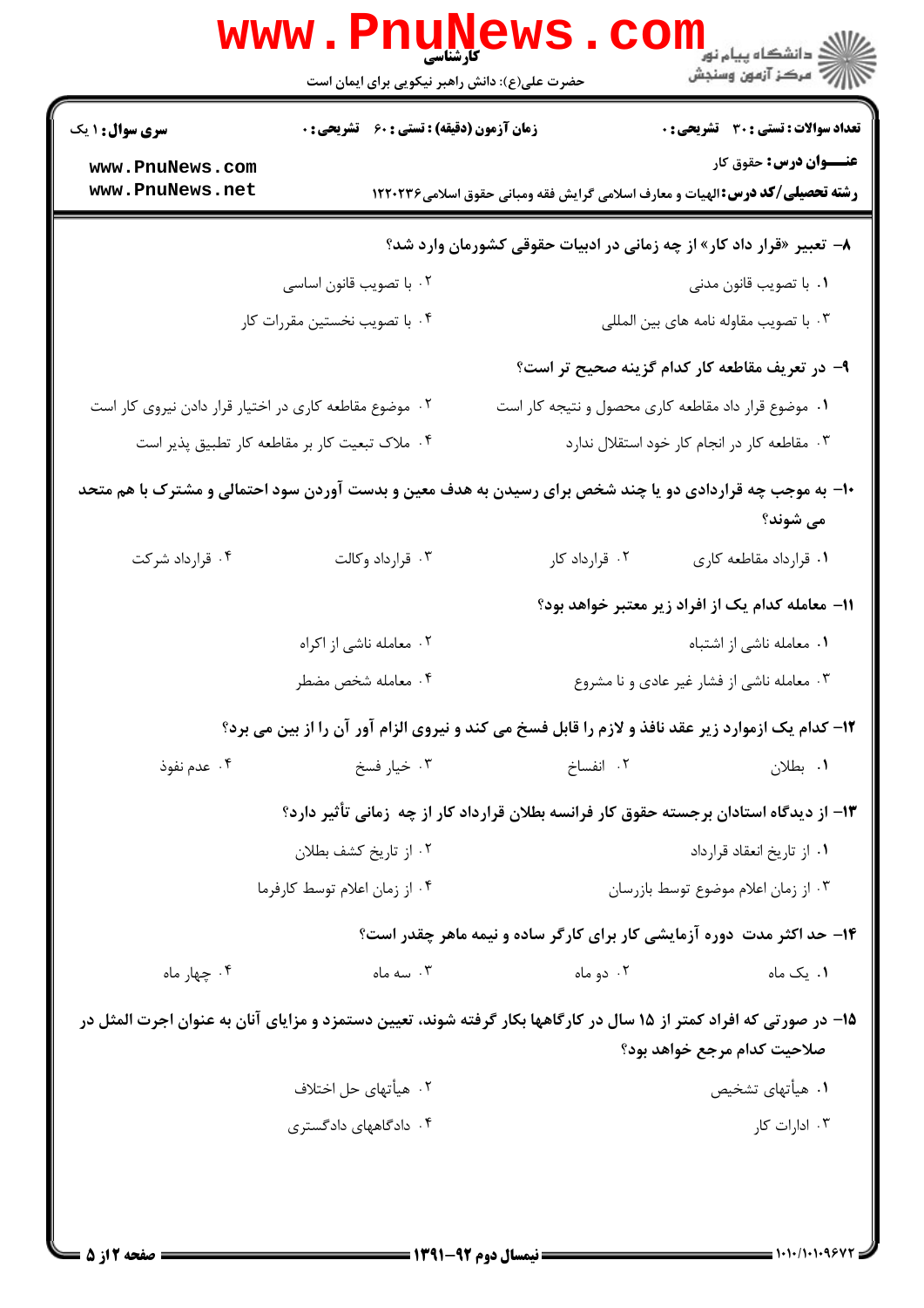۸- تعبیر «قرار داد کار» از چه زمانی در ادبیات حقوقی کشورمان وارد شد؟

۱. با تصویب قانون مدنی
۲. با تصویب قانون اساسی
۳. با تصویب مقاوله نامه های بین المللی
۴. با تصویب نخستین مقررات کار

۹- در تعریف مقاطعه کار کدام گزینه صحیح تر است؟

۱. موضوع قرار داد مقاطعه کاری محصول و نتیجه کار است
۲. موضوع مقاطعه کاری در اختیار قرار دادن نیروی کار است
۳. مقاطعه کار در انجام کار خود استقلال ندارد
۴. ملاک تبعیت کار بر مقاطعه کار تطبیق پذیر است

۱۰- به موجب چه قراردادی دو یا چند شخص برای رسیدن به هدف معین و بدست آوردن سود احتمالی و مشترک با هم متحد می شوند؟

۱. قرارداد مقاطعه کاری
۲. قرارداد کار
۳. قرارداد وکالت
۴. قرارداد شرکت

۱۱- معامله کدام یک از افراد زیر معتبر خواهد بود؟

۱. معامله ناشی از اشتباه
۲. معامله ناشی از اکراه
۳. معامله ناشی از فشار غیر عادی و نا مشروع
۴. معامله شخص مضطر

۱۲- کدام یک ازموارد زیر عقد نافذ و لازم را قابل فسخ می کند و نیروی الزام آور آن را از بین می برد؟

۱. بطلان
۲. انفساخ
۳. خیار فسخ
۴. عدم نفوذ

۱۳- از دیدگاه استادان برجسته حقوق کار فرانسه بطلان قرارداد کار از چه زمانی تأثیر دارد؟

۱. از تاریخ انعقاد قرارداد
۲. از تاریخ کشف بطلان
۳. از زمان اعلام موضوع توسط بازرسان
۴. از زمان اعلام توسط کارفرما

۱۴- حد اکثر مدت دوره آزمایشی کار برای کارگر ساده و نیمه ماهر چقدر است؟

۱. یک ماه
۲. دو ماه
۳. سه ماه
۴. چهار ماه

۱۵- در صورتی که افراد کمتر از ۱۵ سال در کارگاهها بکار گرفته شوند، تعیین دستمزد و مزایای آنان به عنوان اجرت المثل در صلاحیت کدام مرجع خواهد بود؟

۱. هیأتهای تشخیص
۲. هیأتهای حل اختلاف
۳. ادارات کار
۴. دادگاههای دادگستری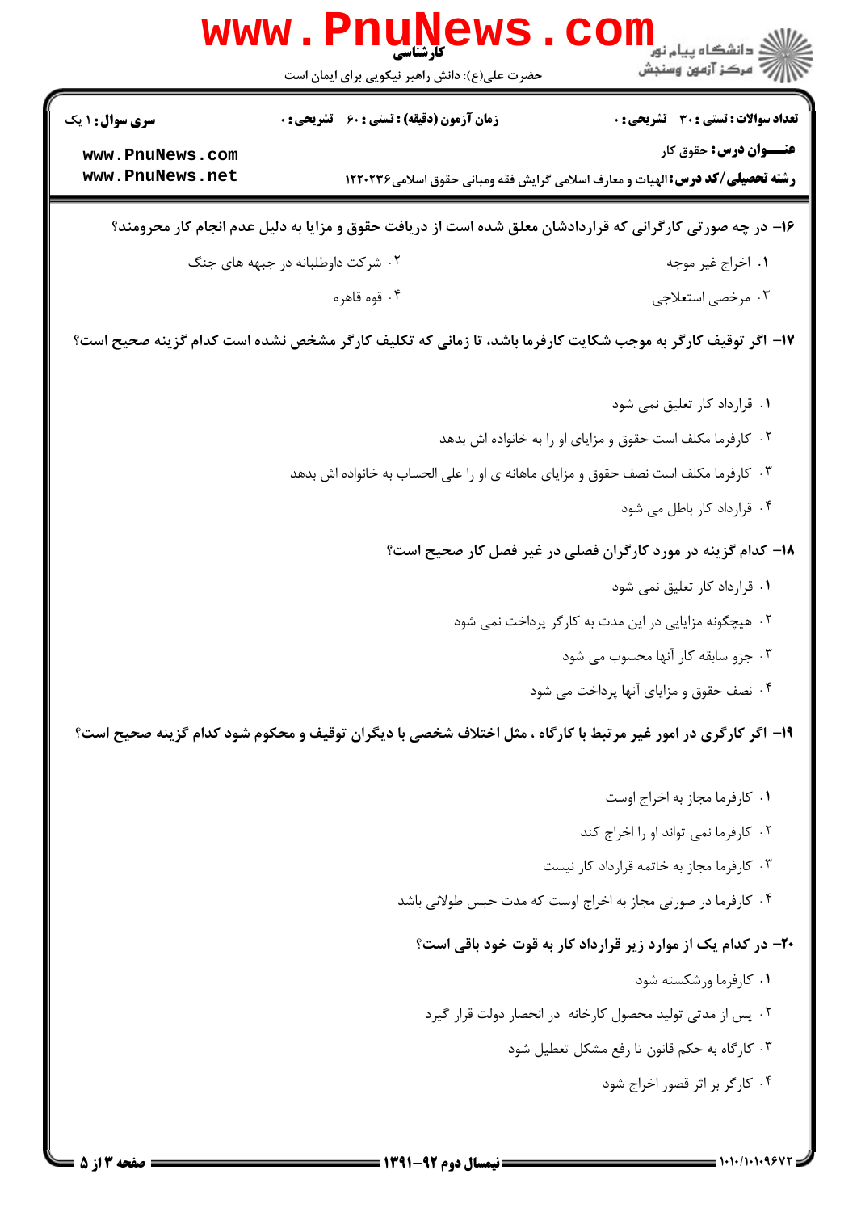**۱۶- در چه صورتی کارگرانی که قراردادشان معلق شده است از دریافت حقوق و مزایا به دلیل عدم انجام کار محرومند؟**

۱. اخراج غیر موجه

۲. شرکت داوطلبانه در جبهه های جنگ

۳. مرخصی استعلاجی

۴. قوه قاهره

**۱۷- اگر توقیف کارگر به موجب شکایت کارفرما باشد، تا زمانی که تکلیف کارگر مشخص نشده است کدام گزینه صحیح است؟**

۱. قرارداد کار تعلیق نمی شود

۲. کارفرما مکلف است حقوق و مزایای او را به خانواده اش بدهد

۳. کارفرما مکلف است نصف حقوق و مزایای ماهانه ی او را علی الحساب به خانواده اش بدهد

۴. قرارداد کار باطل می شود

**۱۸- کدام گزینه در مورد کارگران فصلی در غیر فصل کار صحیح است؟**

۱. قرارداد کار تعلیق نمی شود

۲. هیچگونه مزایایی در این مدت به کارگر پرداخت نمی شود

۳. جزو سابقه کار آنها محسوب می شود

۴. نصف حقوق و مزایای آنها پرداخت می شود

**۱۹- اگر کارگری در امور غیر مرتبط با کارگاه ، مثل اختلاف شخصی با دیگران توقیف و محکوم شود کدام گزینه صحیح است؟**

۱. کارفرما مجاز به اخراج اوست

۲. کارفرما نمی تواند او را اخراج کند

۳. کارفرما مجاز به خاتمه قرارداد کار نیست

۴. کارفرما در صورتی مجاز به اخراج اوست که مدت حبس طولانی باشد

**۲۰- در کدام یک از موارد زیر قرارداد کار به قوت خود باقی است؟**

۱. کارفرما ورشکسته شود

۲. پس از مدتی تولید محصول کارخانه در انحصار دولت قرار گیرد

۳. کارگاه به حکم قانون تا رفع مشکل تعطیل شود

۴. کارگر بر اثر قصور اخراج شود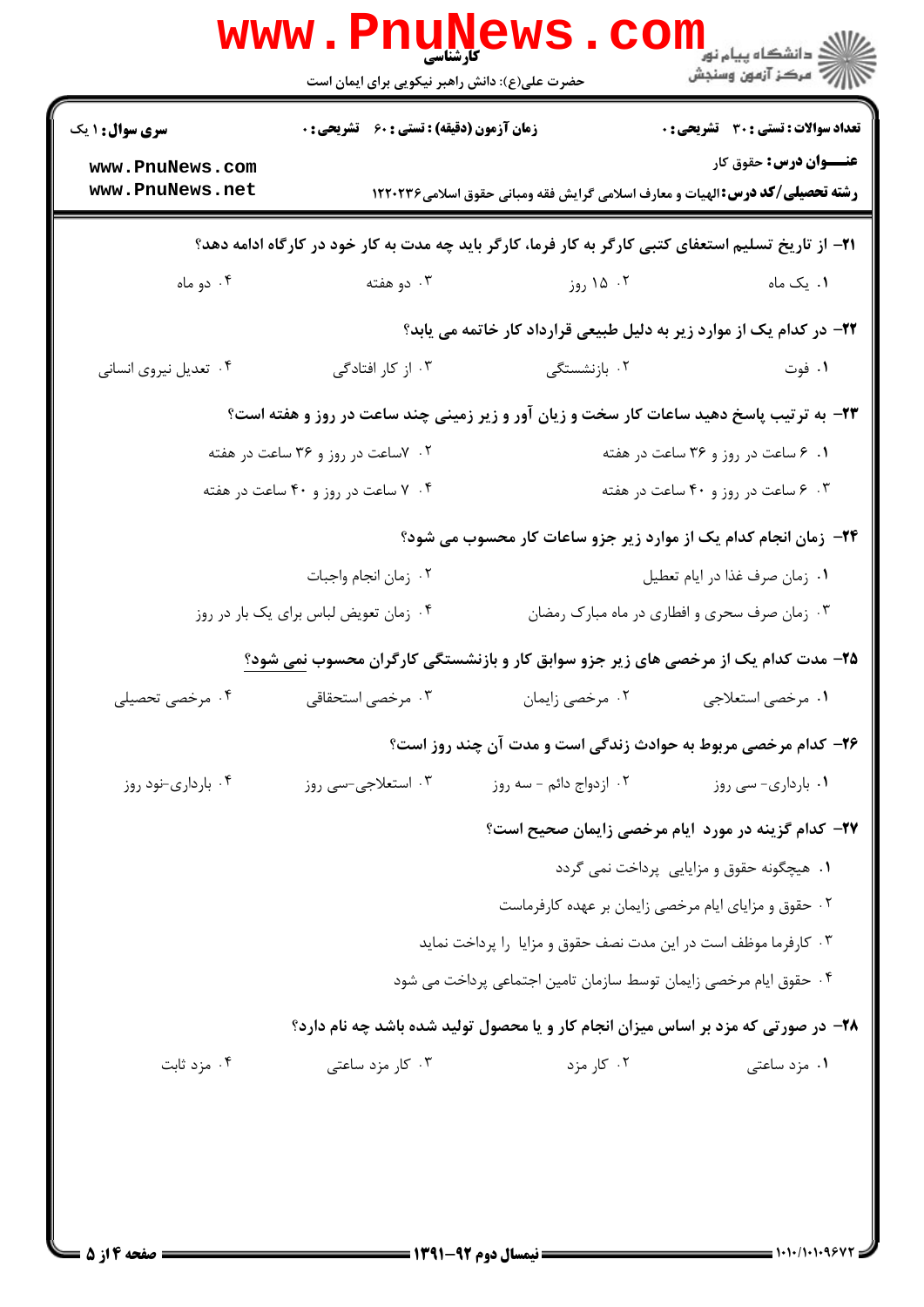**تعداد سوالات : تستی : ۳۰ تشریحی : ۰** | **زمان آزمون (دقیقه) : تستی : ۶۰ تشریحی : ۰** | **سری سوال : ۱ یک**

**عنـــوان درس:** حقوق کار

**رشته تحصیلی/کد درس:** الهیات و معارف اسلامی گرایش فقه ومبانی حقوق اسلامی۱۲۲۰۲۳۶

**۲۱-** از تاریخ تسلیم استعفای کتبی کارگر به کار فرما، کارگر باید چه مدت به کار خود در کارگاه ادامه دهد؟

۱. یک ماه
۲. ۱۵ روز
۳. دو هفته
۴. دو ماه

**۲۲-** در کدام یک از موارد زیر به دلیل طبیعی قرارداد کار خاتمه می یابد؟

۱. فوت
۲. بازنشستگی
۳. از کار افتادگی
۴. تعدیل نیروی انسانی

**۲۳-** به ترتیب پاسخ دهید ساعات کار سخت و زیان آور و زیر زمینی چند ساعت در روز و هفته است؟

۱. ۶ ساعت در روز و ۳۶ ساعت در هفته
۲. ۷ساعت در روز و ۳۶ ساعت در هفته
۳. ۶ ساعت در روز و ۴۰ ساعت در هفته
۴. ۷ ساعت در روز و ۴۰ ساعت در هفته

**۲۴-** زمان انجام کدام یک از موارد زیر جزو ساعات کار محسوب می شود؟

۱. زمان صرف غذا در ایام تعطیل
۲. زمان انجام واجبات
۳. زمان صرف سحری و افطاری در ماه مبارک رمضان
۴. زمان تعویض لباس برای یک بار در روز

**۲۵-** مدت کدام یک از مرخصی های زیر جزو سوابق کار و بازنشستگی کارگران محسوب نمی شود؟

۱. مرخصی استعلاجی
۲. مرخصی زایمان
۳. مرخصی استحقاقی
۴. مرخصی تحصیلی

**۲۶-** کدام مرخصی مربوط به حوادث زندگی است و مدت آن چند روز است؟

۱. بارداری- سی روز
۲. ازدواج دائم - سه روز
۳. استعلاجی-سی روز
۴. بارداری-نود روز

**۲۷-** کدام گزینه در مورد ایام مرخصی زایمان صحیح است؟

۱. هیچگونه حقوق و مزایایی پرداخت نمی گردد
۲. حقوق و مزایای ایام مرخصی زایمان بر عهده کارفرماست
۳. کارفرما موظف است در این مدت نصف حقوق و مزایا را پرداخت نماید
۴. حقوق ایام مرخصی زایمان توسط سازمان تامین اجتماعی پرداخت می شود

**۲۸-** در صورتی که مزد بر اساس میزان انجام کار و یا محصول تولید شده باشد چه نام دارد؟

۱. مزد ساعتی
۲. کار مزد
۳. کار مزد ساعتی
۴. مزد ثابت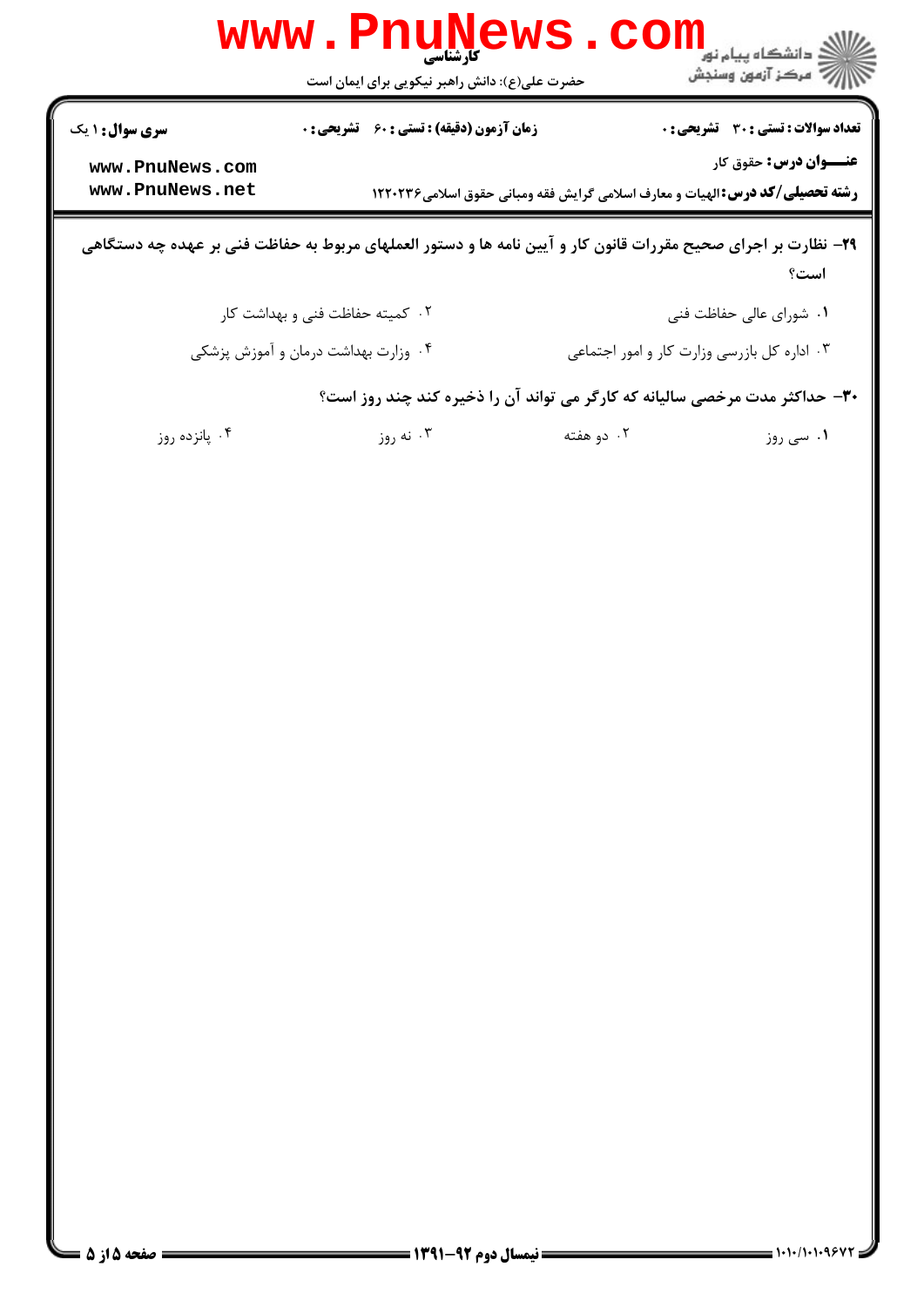۲۹- نظارت بر اجرای صحیح مقررات قانون کار و آیین نامه ها و دستور العملهای مربوط به حفاظت فنی بر عهده چه دستگاهی است؟

۱. شورای عالی حفاظت فنی

۲. کمیته حفاظت فنی و بهداشت کار

۳. اداره کل بازرسی وزارت کار و امور اجتماعی

۴. وزارت بهداشت درمان و آموزش پزشکی

۳۰- حداکثر مدت مرخصی سالیانه که کارگر می تواند آن را ذخیره کند چند روز است؟

۱. سی روز

۲. دو هفته

۳. نه روز

۴. پانزده روز